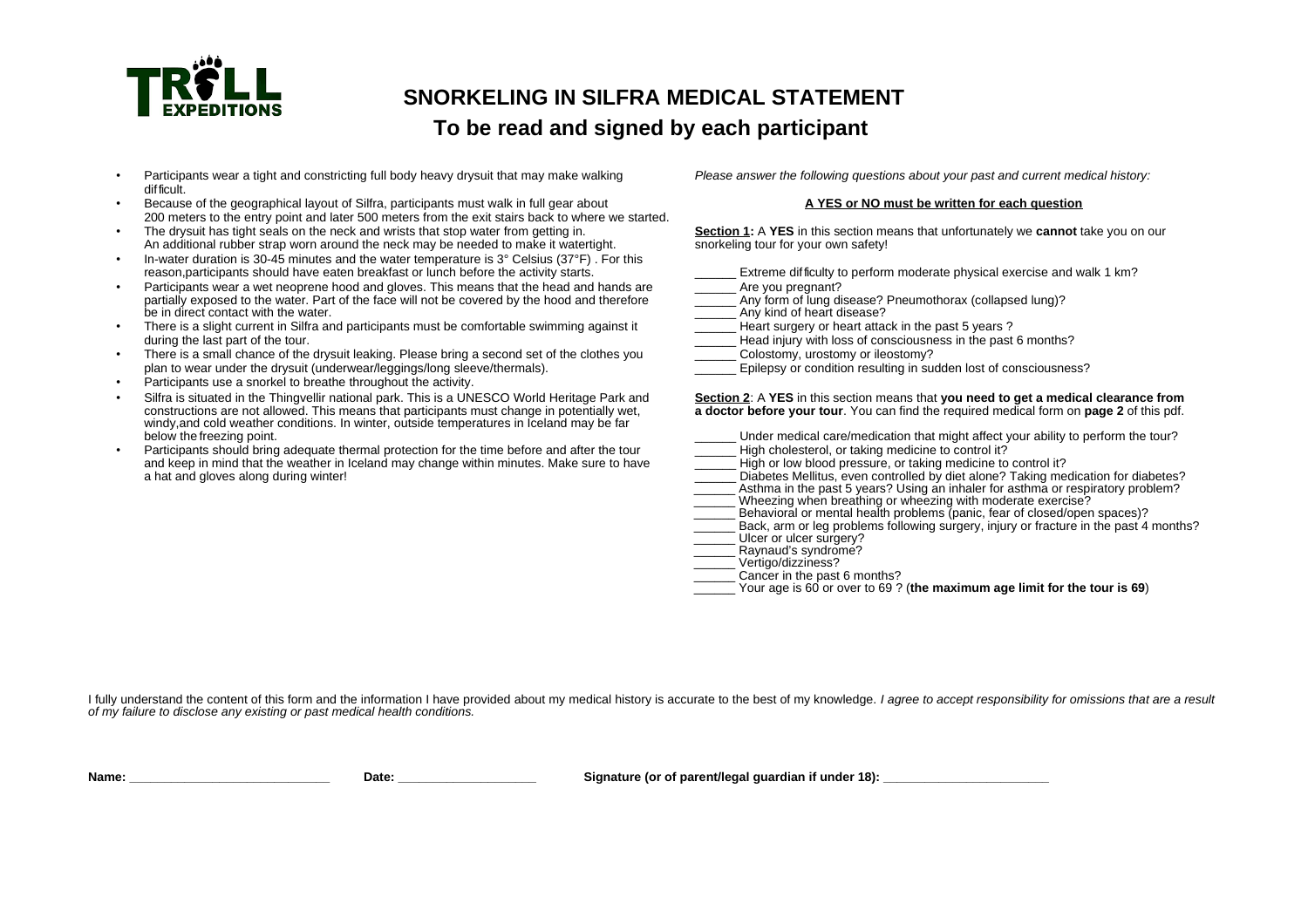# SNORKELING IN SILFRA MEDICAL STATEMENT

## To be read and signed by each participant

- Participants wear a tight and constricting full body heavy drysuit that may make walking difficult.
- Because of the geographical layout of Silfra, participants must walk in full gear about 200 meters to the entry point and later 500 meters from the exit stairs back to where we started.
- The drysuit has tight seals on the neck and wrists that stop water from getting in. An additional rubber strap worn around the neck may be needed to make it watertight.
- In-water duration is 30-45 minutes and the water temperature is 3° Celsius (37°F) . For this reason,participants should have eaten breakfast or lunch before the activity starts.
- Participants wear a wet neoprene hood and gloves. This means that the head and hands are partially exposed to the water. Part of the face will not be covered by the hood and therefore be in direct contact with the water.
- There is a slight current in Silfra and participants must be comfortable swimming against it during the last part of the tour.
- There is a small chance of the drysuit leaking. Please bring a second set of the clothes you plan to wear under the drysuit (underwear/leggings/long sleeve/thermals).
- Participants use a snorkel to breathe throughout the activity.
- Silfra is situated in the Thingvellir national park. This is a UNESCO World Heritage Park and constructions are not allowed. This means that participants must change in potentially wet, windy,and cold weather conditions. In winter, outside temperatures in Iceland may be far below the freezing point.
- Participants should bring adequate thermal protection for the time before and after the tour and keep in mind that the weather in Iceland may change within minutes. Make sure to have a hat and gloves along during winter!

*Please answer the following questions about your past and current medical history:*

**A YES or NO must be written for each question**

**Section 1:** A **YES** in this section means that unfortunately we **cannot** take you on our snorkeling tour for your own safety!

______ Extreme difficulty to perform moderate physical exercise and walk 1 km?
______ Are you pregnant?
______ Any form of lung disease? Pneumothorax (collapsed lung)?
______ Any kind of heart disease?
______ Heart surgery or heart attack in the past 5 years ?
______ Head injury with loss of consciousness in the past 6 months?
______ Colostomy, urostomy or ileostomy?
______ Epilepsy or condition resulting in sudden lost of consciousness?

**Section 2**: A **YES** in this section means that **you need to get a medical clearance from a doctor before your tour**. You can find the required medical form on **page 2** of this pdf.

______ Under medical care/medication that might affect your ability to perform the tour?
______ High cholesterol, or taking medicine to control it?
______ High or low blood pressure, or taking medicine to control it?
______ Diabetes Mellitus, even controlled by diet alone? Taking medication for diabetes?
______ Asthma in the past 5 years? Using an inhaler for asthma or respiratory problem?
______ Wheezing when breathing or wheezing with moderate exercise?
______ Behavioral or mental health problems (panic, fear of closed/open spaces)?
______ Back, arm or leg problems following surgery, injury or fracture in the past 4 months?
______ Ulcer or ulcer surgery?
______ Raynaud's syndrome?
______ Vertigo/dizziness?
______ Cancer in the past 6 months?
______ Your age is 60 or over to 69 ? (**the maximum age limit for the tour is 69**)

I fully understand the content of this form and the information I have provided about my medical history is accurate to the best of my knowledge. *I agree to accept responsibility for omissions that are a result of my failure to disclose any existing or past medical health conditions.*

**Name:** ____________________________ **Date:** ____________________ **Signature (or of parent/legal guardian if under 18):** ______________________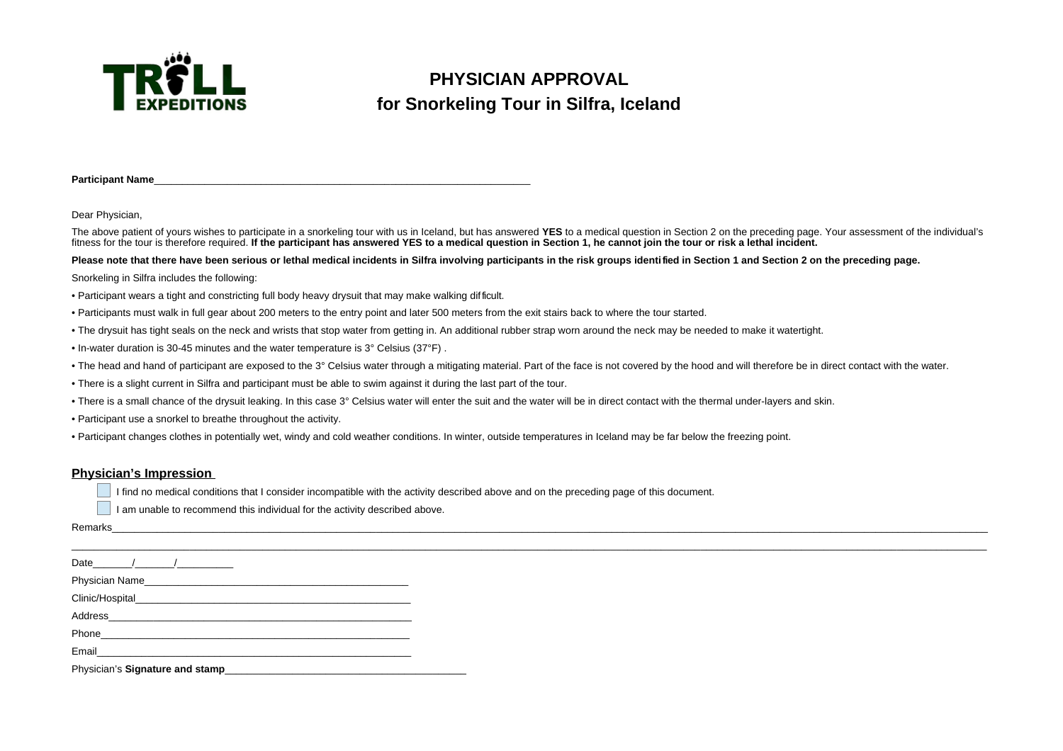# PHYSICIAN APPROVAL

## for Snorkeling Tour in Silfra, Iceland

**Participant Name**_______________________________________________________________

Dear Physician,

The above patient of yours wishes to participate in a snorkeling tour with us in Iceland, but has answered **YES** to a medical question in Section 2 on the preceding page. Your assessment of the individual's fitness for the tour is therefore required. **If the participant has answered YES to a medical question in Section 1, he cannot join the tour or risk a lethal incident.**

**Please note that there have been serious or lethal medical incidents in Silfra involving participants in the risk groups identified in Section 1 and Section 2 on the preceding page.**

Snorkeling in Silfra includes the following:

- Participant wears a tight and constricting full body heavy drysuit that may make walking difficult.
- Participants must walk in full gear about 200 meters to the entry point and later 500 meters from the exit stairs back to where the tour started.
- The drysuit has tight seals on the neck and wrists that stop water from getting in. An additional rubber strap worn around the neck may be needed to make it watertight.
- In-water duration is 30-45 minutes and the water temperature is 3° Celsius (37°F) .
- The head and hand of participant are exposed to the 3° Celsius water through a mitigating material. Part of the face is not covered by the hood and will therefore be in direct contact with the water.
- There is a slight current in Silfra and participant must be able to swim against it during the last part of the tour.
- There is a small chance of the drysuit leaking. In this case 3° Celsius water will enter the suit and the water will be in direct contact with the thermal under-layers and skin.
- Participant use a snorkel to breathe throughout the activity.
- Participant changes clothes in potentially wet, windy and cold weather conditions. In winter, outside temperatures in Iceland may be far below the freezing point.

## Physician's Impression

- ☐ I find no medical conditions that I consider incompatible with the activity described above and on the preceding page of this document.
- ☐ I am unable to recommend this individual for the activity described above.

Remarks_____________________________________________________________________________________________________

_____________________________________________________________________________________________________________

Date_______/_______/__________

Physician Name_______________________________________________

Clinic/Hospital_______________________________________________

Address_____________________________________________________

Phone______________________________________________________

Email______________________________________________________

Physician's **Signature and stamp**____________________________________________